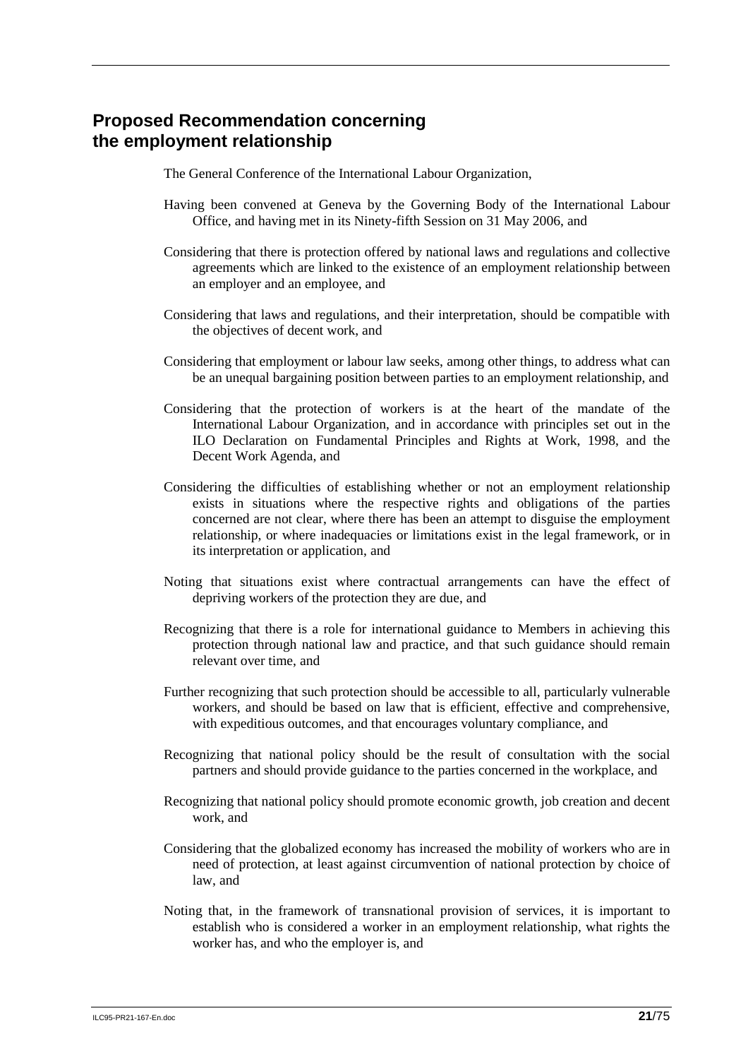## Proposed Recommendation concerning the employment relationship

The General Conference of the International Labour Organization,

Having been convened at Geneva by the Governing Body of the International Labour Office, and having met in its Ninety-fifth Session on 31 May 2006, and

Considering that there is protection offered by national laws and regulations and collective agreements which are linked to the existence of an employment relationship between an employer and an employee, and

Considering that laws and regulations, and their interpretation, should be compatible with the objectives of decent work, and

Considering that employment or labour law seeks, among other things, to address what can be an unequal bargaining position between parties to an employment relationship, and

Considering that the protection of workers is at the heart of the mandate of the International Labour Organization, and in accordance with principles set out in the ILO Declaration on Fundamental Principles and Rights at Work, 1998, and the Decent Work Agenda, and

Considering the difficulties of establishing whether or not an employment relationship exists in situations where the respective rights and obligations of the parties concerned are not clear, where there has been an attempt to disguise the employment relationship, or where inadequacies or limitations exist in the legal framework, or in its interpretation or application, and

Noting that situations exist where contractual arrangements can have the effect of depriving workers of the protection they are due, and

Recognizing that there is a role for international guidance to Members in achieving this protection through national law and practice, and that such guidance should remain relevant over time, and

Further recognizing that such protection should be accessible to all, particularly vulnerable workers, and should be based on law that is efficient, effective and comprehensive, with expeditious outcomes, and that encourages voluntary compliance, and

Recognizing that national policy should be the result of consultation with the social partners and should provide guidance to the parties concerned in the workplace, and

Recognizing that national policy should promote economic growth, job creation and decent work, and

Considering that the globalized economy has increased the mobility of workers who are in need of protection, at least against circumvention of national protection by choice of law, and

Noting that, in the framework of transnational provision of services, it is important to establish who is considered a worker in an employment relationship, what rights the worker has, and who the employer is, and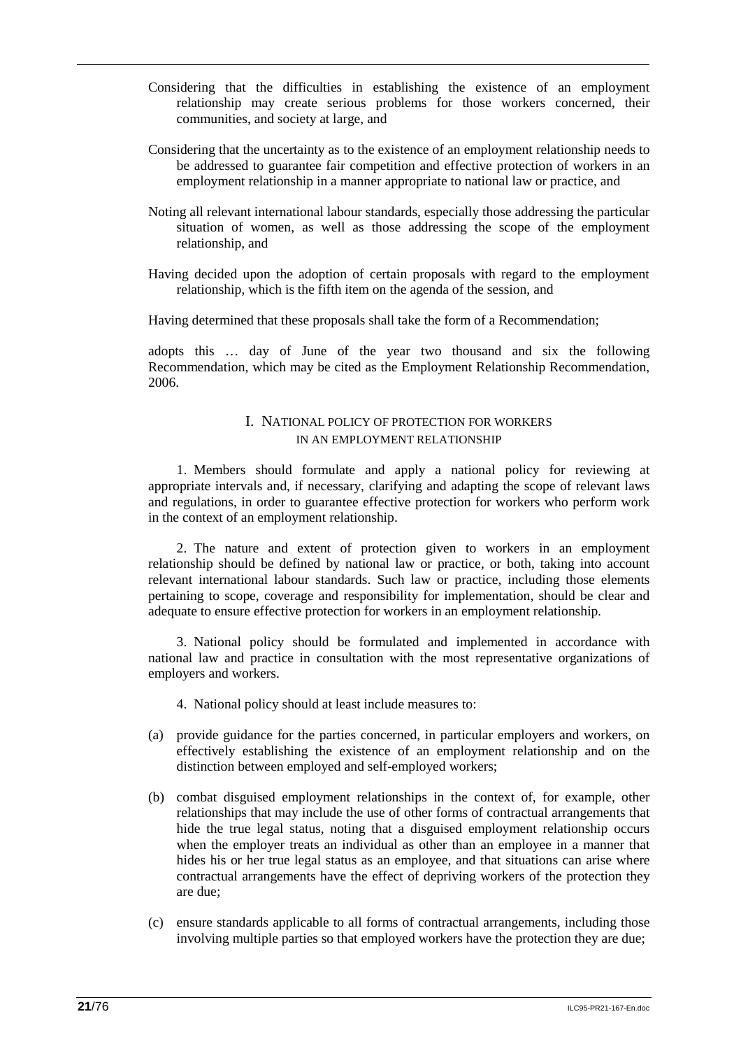Considering that the difficulties in establishing the existence of an employment relationship may create serious problems for those workers concerned, their communities, and society at large, and

Considering that the uncertainty as to the existence of an employment relationship needs to be addressed to guarantee fair competition and effective protection of workers in an employment relationship in a manner appropriate to national law or practice, and

Noting all relevant international labour standards, especially those addressing the particular situation of women, as well as those addressing the scope of the employment relationship, and

Having decided upon the adoption of certain proposals with regard to the employment relationship, which is the fifth item on the agenda of the session, and

Having determined that these proposals shall take the form of a Recommendation;

adopts this … day of June of the year two thousand and six the following Recommendation, which may be cited as the Employment Relationship Recommendation, 2006.

## I. National policy of protection for workers in an employment relationship

1. Members should formulate and apply a national policy for reviewing at appropriate intervals and, if necessary, clarifying and adapting the scope of relevant laws and regulations, in order to guarantee effective protection for workers who perform work in the context of an employment relationship.

2. The nature and extent of protection given to workers in an employment relationship should be defined by national law or practice, or both, taking into account relevant international labour standards. Such law or practice, including those elements pertaining to scope, coverage and responsibility for implementation, should be clear and adequate to ensure effective protection for workers in an employment relationship.

3. National policy should be formulated and implemented in accordance with national law and practice in consultation with the most representative organizations of employers and workers.

4. National policy should at least include measures to:

(a) provide guidance for the parties concerned, in particular employers and workers, on effectively establishing the existence of an employment relationship and on the distinction between employed and self-employed workers;

(b) combat disguised employment relationships in the context of, for example, other relationships that may include the use of other forms of contractual arrangements that hide the true legal status, noting that a disguised employment relationship occurs when the employer treats an individual as other than an employee in a manner that hides his or her true legal status as an employee, and that situations can arise where contractual arrangements have the effect of depriving workers of the protection they are due;

(c) ensure standards applicable to all forms of contractual arrangements, including those involving multiple parties so that employed workers have the protection they are due;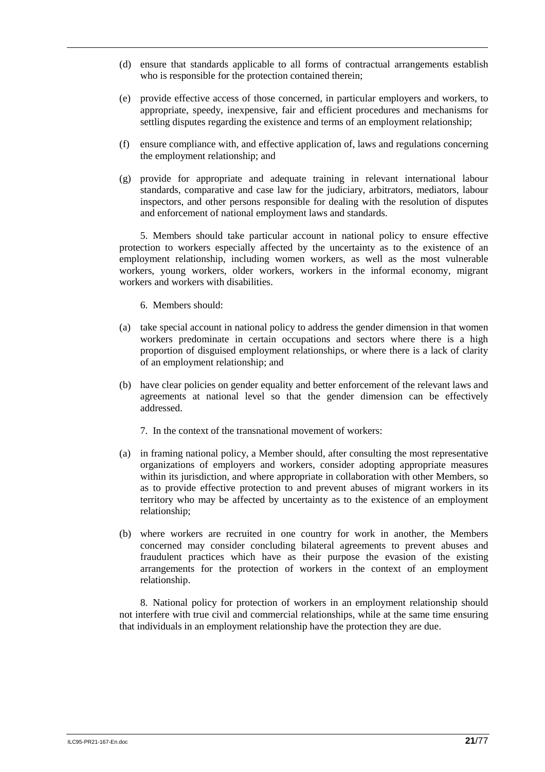(d) ensure that standards applicable to all forms of contractual arrangements establish who is responsible for the protection contained therein;

(e) provide effective access of those concerned, in particular employers and workers, to appropriate, speedy, inexpensive, fair and efficient procedures and mechanisms for settling disputes regarding the existence and terms of an employment relationship;

(f) ensure compliance with, and effective application of, laws and regulations concerning the employment relationship; and

(g) provide for appropriate and adequate training in relevant international labour standards, comparative and case law for the judiciary, arbitrators, mediators, labour inspectors, and other persons responsible for dealing with the resolution of disputes and enforcement of national employment laws and standards.

5. Members should take particular account in national policy to ensure effective protection to workers especially affected by the uncertainty as to the existence of an employment relationship, including women workers, as well as the most vulnerable workers, young workers, older workers, workers in the informal economy, migrant workers and workers with disabilities.

6. Members should:

(a) take special account in national policy to address the gender dimension in that women workers predominate in certain occupations and sectors where there is a high proportion of disguised employment relationships, or where there is a lack of clarity of an employment relationship; and

(b) have clear policies on gender equality and better enforcement of the relevant laws and agreements at national level so that the gender dimension can be effectively addressed.

7. In the context of the transnational movement of workers:

(a) in framing national policy, a Member should, after consulting the most representative organizations of employers and workers, consider adopting appropriate measures within its jurisdiction, and where appropriate in collaboration with other Members, so as to provide effective protection to and prevent abuses of migrant workers in its territory who may be affected by uncertainty as to the existence of an employment relationship;

(b) where workers are recruited in one country for work in another, the Members concerned may consider concluding bilateral agreements to prevent abuses and fraudulent practices which have as their purpose the evasion of the existing arrangements for the protection of workers in the context of an employment relationship.

8. National policy for protection of workers in an employment relationship should not interfere with true civil and commercial relationships, while at the same time ensuring that individuals in an employment relationship have the protection they are due.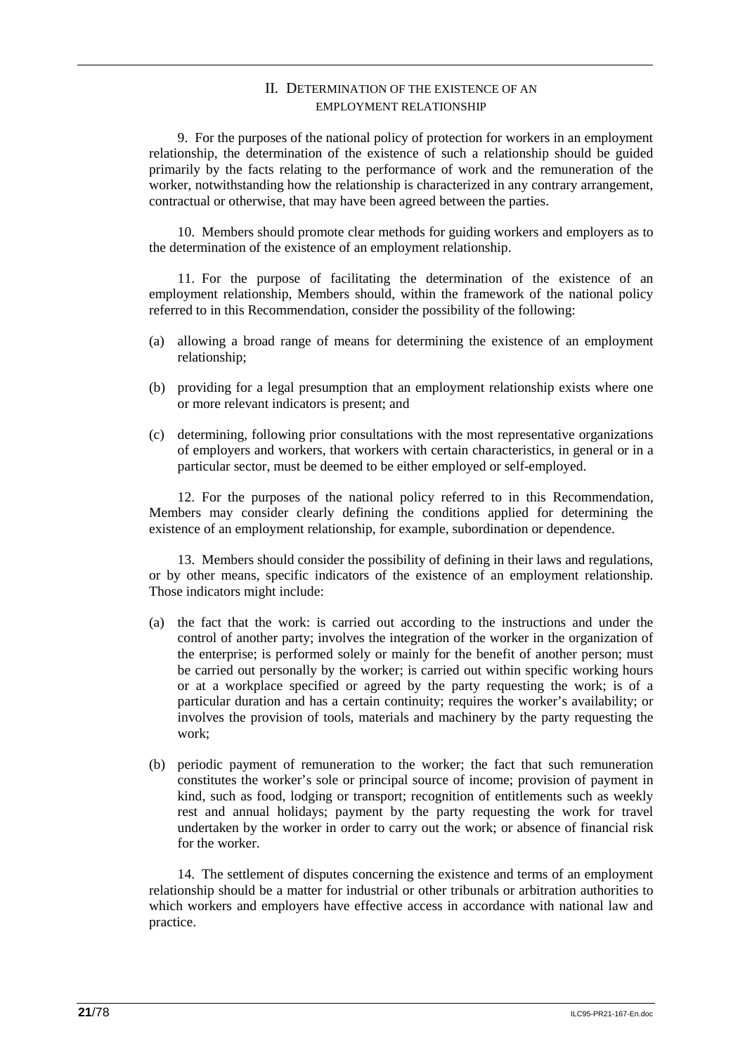## II. Determination of the existence of an employment relationship

9. For the purposes of the national policy of protection for workers in an employment relationship, the determination of the existence of such a relationship should be guided primarily by the facts relating to the performance of work and the remuneration of the worker, notwithstanding how the relationship is characterized in any contrary arrangement, contractual or otherwise, that may have been agreed between the parties.

10. Members should promote clear methods for guiding workers and employers as to the determination of the existence of an employment relationship.

11. For the purpose of facilitating the determination of the existence of an employment relationship, Members should, within the framework of the national policy referred to in this Recommendation, consider the possibility of the following:

(a) allowing a broad range of means for determining the existence of an employment relationship;

(b) providing for a legal presumption that an employment relationship exists where one or more relevant indicators is present; and

(c) determining, following prior consultations with the most representative organizations of employers and workers, that workers with certain characteristics, in general or in a particular sector, must be deemed to be either employed or self-employed.

12. For the purposes of the national policy referred to in this Recommendation, Members may consider clearly defining the conditions applied for determining the existence of an employment relationship, for example, subordination or dependence.

13. Members should consider the possibility of defining in their laws and regulations, or by other means, specific indicators of the existence of an employment relationship. Those indicators might include:

(a) the fact that the work: is carried out according to the instructions and under the control of another party; involves the integration of the worker in the organization of the enterprise; is performed solely or mainly for the benefit of another person; must be carried out personally by the worker; is carried out within specific working hours or at a workplace specified or agreed by the party requesting the work; is of a particular duration and has a certain continuity; requires the worker's availability; or involves the provision of tools, materials and machinery by the party requesting the work;

(b) periodic payment of remuneration to the worker; the fact that such remuneration constitutes the worker's sole or principal source of income; provision of payment in kind, such as food, lodging or transport; recognition of entitlements such as weekly rest and annual holidays; payment by the party requesting the work for travel undertaken by the worker in order to carry out the work; or absence of financial risk for the worker.

14. The settlement of disputes concerning the existence and terms of an employment relationship should be a matter for industrial or other tribunals or arbitration authorities to which workers and employers have effective access in accordance with national law and practice.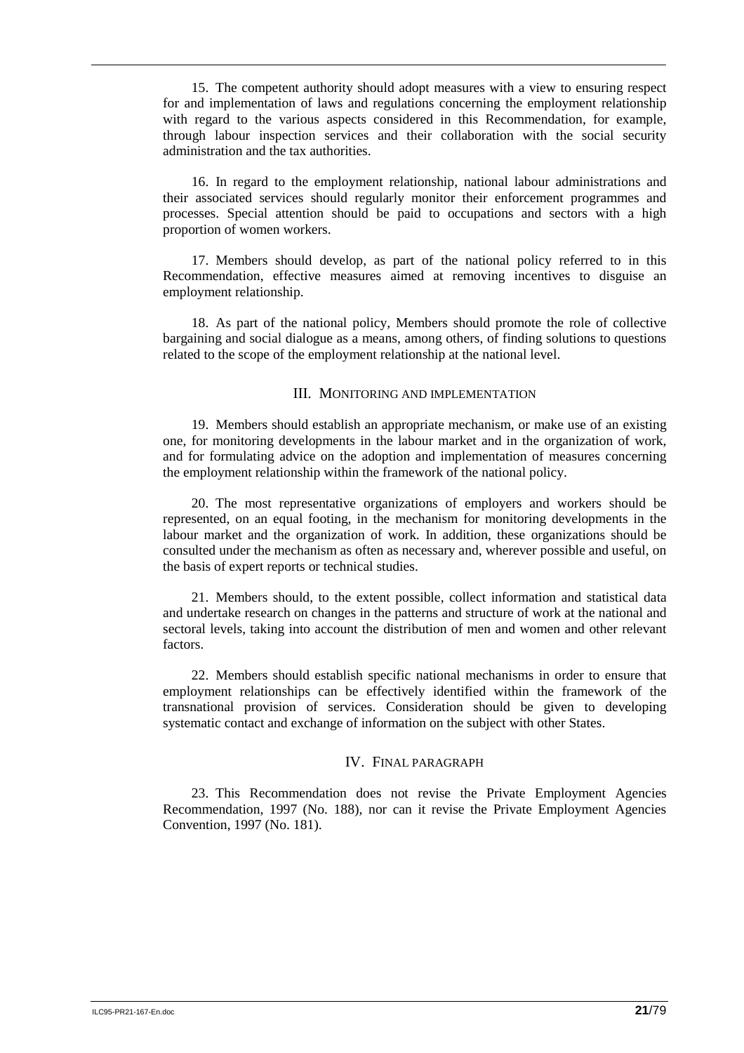15. The competent authority should adopt measures with a view to ensuring respect for and implementation of laws and regulations concerning the employment relationship with regard to the various aspects considered in this Recommendation, for example, through labour inspection services and their collaboration with the social security administration and the tax authorities.

16. In regard to the employment relationship, national labour administrations and their associated services should regularly monitor their enforcement programmes and processes. Special attention should be paid to occupations and sectors with a high proportion of women workers.

17. Members should develop, as part of the national policy referred to in this Recommendation, effective measures aimed at removing incentives to disguise an employment relationship.

18. As part of the national policy, Members should promote the role of collective bargaining and social dialogue as a means, among others, of finding solutions to questions related to the scope of the employment relationship at the national level.

## III. Monitoring and implementation

19. Members should establish an appropriate mechanism, or make use of an existing one, for monitoring developments in the labour market and in the organization of work, and for formulating advice on the adoption and implementation of measures concerning the employment relationship within the framework of the national policy.

20. The most representative organizations of employers and workers should be represented, on an equal footing, in the mechanism for monitoring developments in the labour market and the organization of work. In addition, these organizations should be consulted under the mechanism as often as necessary and, wherever possible and useful, on the basis of expert reports or technical studies.

21. Members should, to the extent possible, collect information and statistical data and undertake research on changes in the patterns and structure of work at the national and sectoral levels, taking into account the distribution of men and women and other relevant factors.

22. Members should establish specific national mechanisms in order to ensure that employment relationships can be effectively identified within the framework of the transnational provision of services. Consideration should be given to developing systematic contact and exchange of information on the subject with other States.

## IV. Final paragraph

23. This Recommendation does not revise the Private Employment Agencies Recommendation, 1997 (No. 188), nor can it revise the Private Employment Agencies Convention, 1997 (No. 181).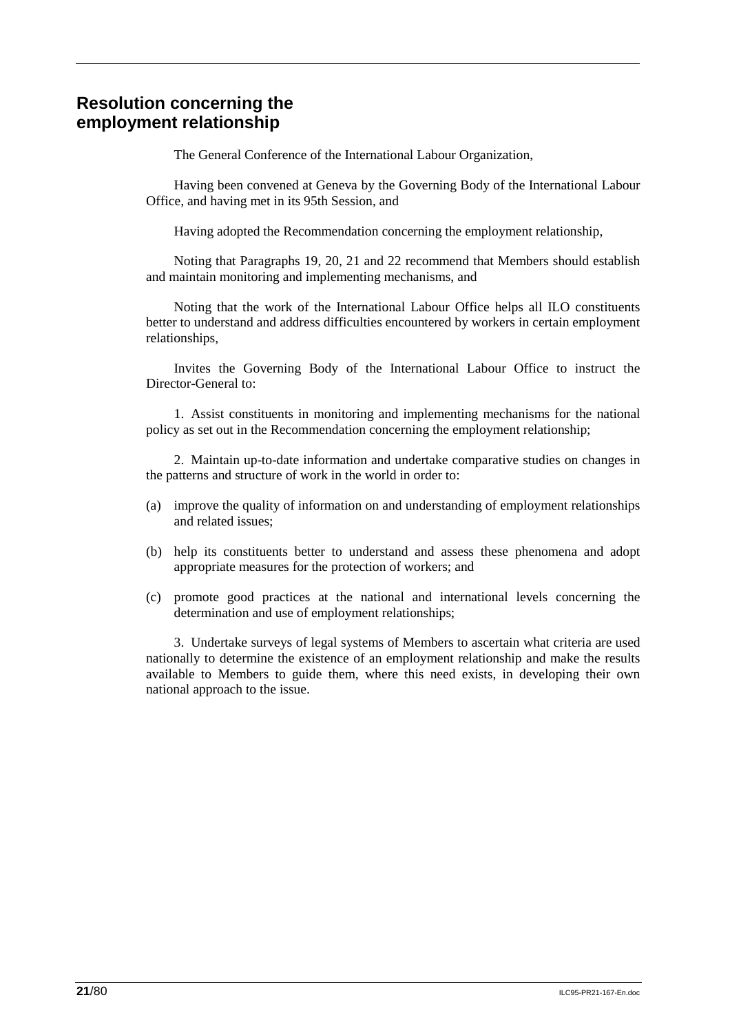## Resolution concerning the employment relationship

The General Conference of the International Labour Organization,

Having been convened at Geneva by the Governing Body of the International Labour Office, and having met in its 95th Session, and

Having adopted the Recommendation concerning the employment relationship,

Noting that Paragraphs 19, 20, 21 and 22 recommend that Members should establish and maintain monitoring and implementing mechanisms, and

Noting that the work of the International Labour Office helps all ILO constituents better to understand and address difficulties encountered by workers in certain employment relationships,

Invites the Governing Body of the International Labour Office to instruct the Director-General to:

1. Assist constituents in monitoring and implementing mechanisms for the national policy as set out in the Recommendation concerning the employment relationship;

2. Maintain up-to-date information and undertake comparative studies on changes in the patterns and structure of work in the world in order to:

(a) improve the quality of information on and understanding of employment relationships and related issues;

(b) help its constituents better to understand and assess these phenomena and adopt appropriate measures for the protection of workers; and

(c) promote good practices at the national and international levels concerning the determination and use of employment relationships;

3. Undertake surveys of legal systems of Members to ascertain what criteria are used nationally to determine the existence of an employment relationship and make the results available to Members to guide them, where this need exists, in developing their own national approach to the issue.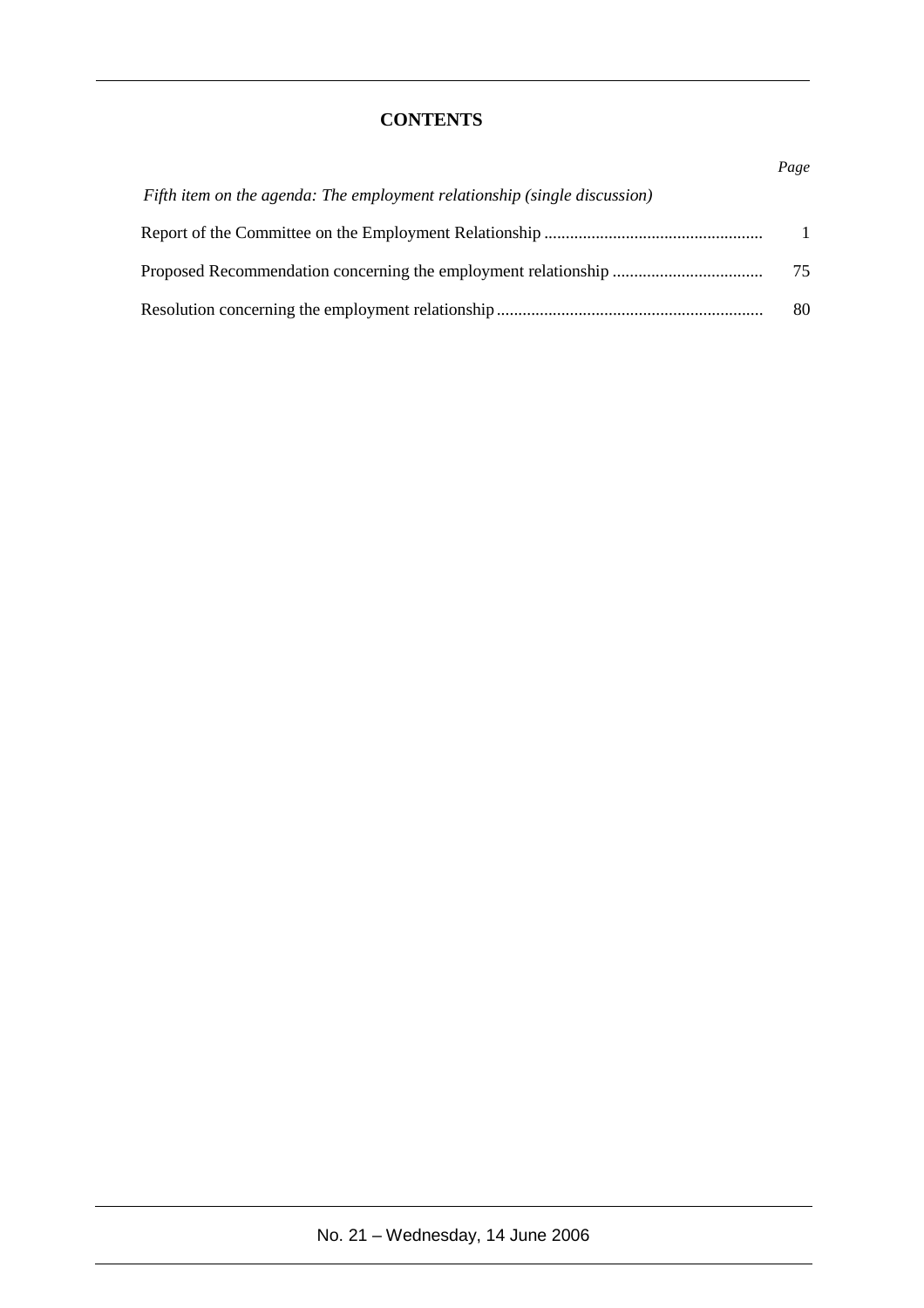# CONTENTS

| | Page |
|---|---|
| *Fifth item on the agenda: The employment relationship (single discussion)* | |
| Report of the Committee on the Employment Relationship | 1 |
| Proposed Recommendation concerning the employment relationship | 75 |
| Resolution concerning the employment relationship | 80 |